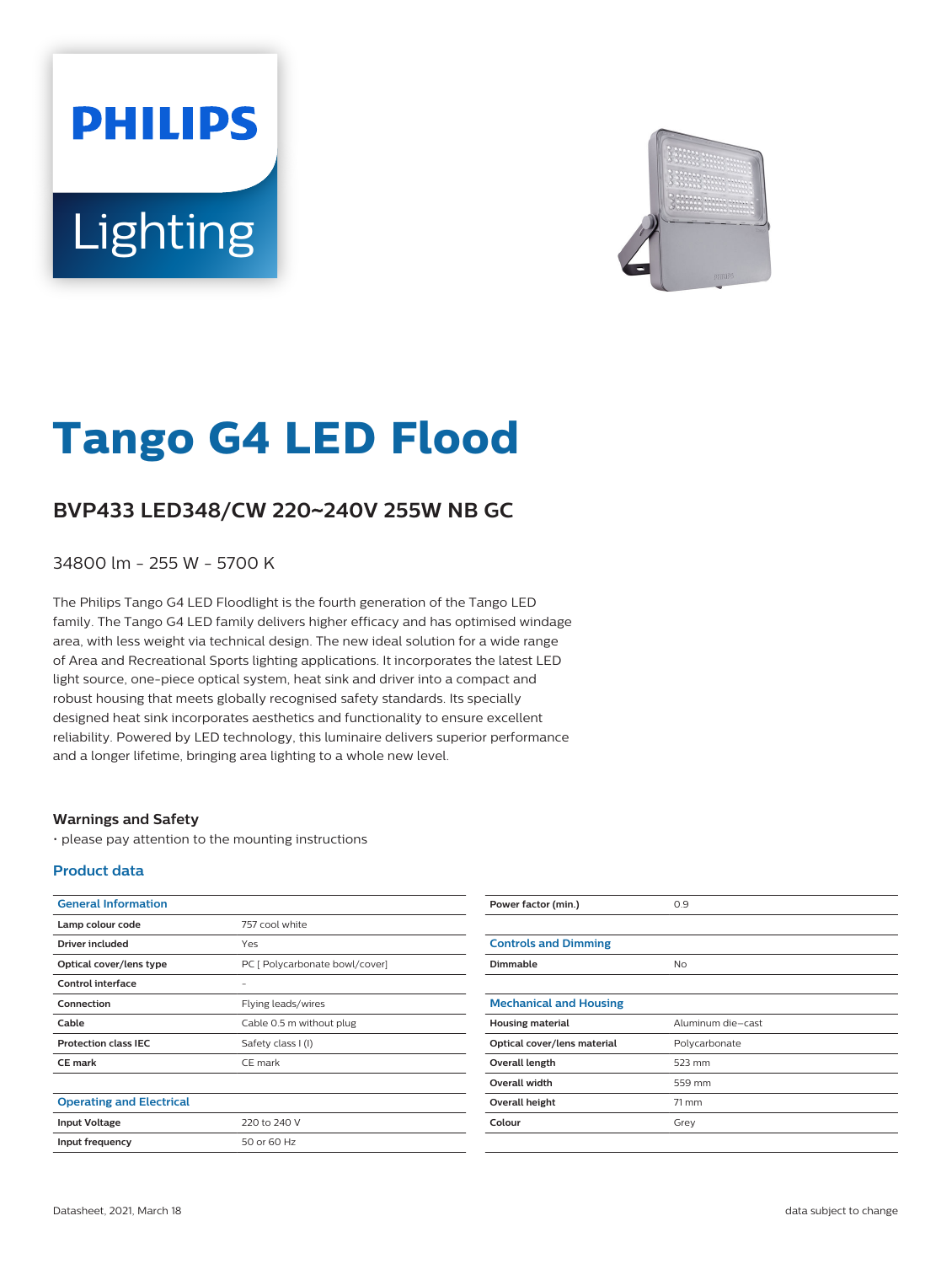# Tango G4 LED Flood

## BVP433 LED348/CW 220~240V 255W NB GC

34800 lm - 255 W - 5700 K

The Philips Tango G4 LED Floodlight is the fourth generation of the Tango LED family. The Tango G4 LED family delivers higher efficacy and has optimised windage area, with less weight via technical design. The new ideal solution for a wide range of Area and Recreational Sports lighting applications. It incorporates the latest LED light source, one-piece optical system, heat sink and driver into a compact and robust housing that meets globally recognised safety standards. Its specially designed heat sink incorporates aesthetics and functionality to ensure excellent reliability. Powered by LED technology, this luminaire delivers superior performance and a longer lifetime, bringing area lighting to a whole new level.

### Warnings and Safety

• please pay attention to the mounting instructions

### Product data

| General Information | |
|---|---|
| **Lamp colour code** | 757 cool white |
| **Driver included** | Yes |
| **Optical cover/lens type** | PC [ Polycarbonate bowl/cover] |
| **Control interface** | - |
| **Connection** | Flying leads/wires |
| **Cable** | Cable 0.5 m without plug |
| **Protection class IEC** | Safety class I (I) |
| **CE mark** | CE mark |

| Operating and Electrical | |
|---|---|
| **Input Voltage** | 220 to 240 V |
| **Input frequency** | 50 or 60 Hz |
| **Power factor (min.)** | 0.9 |

| Controls and Dimming | |
|---|---|
| **Dimmable** | No |

| Mechanical and Housing | |
|---|---|
| **Housing material** | Aluminum die-cast |
| **Optical cover/lens material** | Polycarbonate |
| **Overall length** | 523 mm |
| **Overall width** | 559 mm |
| **Overall height** | 71 mm |
| **Colour** | Grey |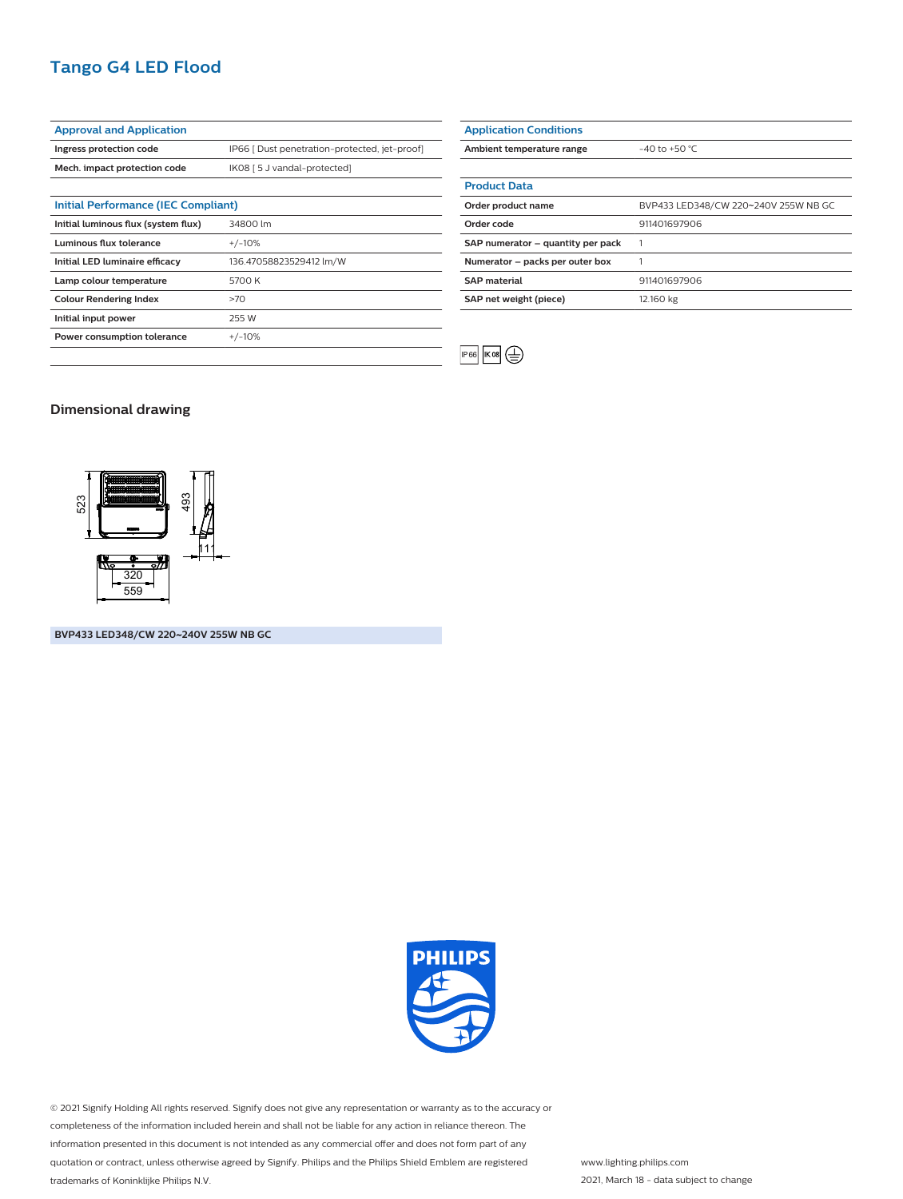# Tango G4 LED Flood

| Approval and Application | |
|---|---|
| Ingress protection code | IP66 [ Dust penetration-protected, jet-proof] |
| Mech. impact protection code | IK08 [ 5 J vandal-protected] |

| Initial Performance (IEC Compliant) | |
|---|---|
| Initial luminous flux (system flux) | 34800 lm |
| Luminous flux tolerance | +/-10% |
| Initial LED luminaire efficacy | 136.47058823529412 lm/W |
| Lamp colour temperature | 5700 K |
| Colour Rendering Index | >70 |
| Initial input power | 255 W |
| Power consumption tolerance | +/-10% |

| Application Conditions | |
|---|---|
| Ambient temperature range | -40 to +50 °C |

| Product Data | |
|---|---|
| Order product name | BVP433 LED348/CW 220~240V 255W NB GC |
| Order code | 911401697906 |
| SAP numerator – quantity per pack | 1 |
| Numerator – packs per outer box | 1 |
| SAP material | 911401697906 |
| SAP net weight (piece) | 12.160 kg |

IP66 IK08

## Dimensional drawing

523
493
111
320
559

**BVP433 LED348/CW 220~240V 255W NB GC**

© 2021 Signify Holding All rights reserved. Signify does not give any representation or warranty as to the accuracy or completeness of the information included herein and shall not be liable for any action in reliance thereon. The information presented in this document is not intended as any commercial offer and does not form part of any quotation or contract, unless otherwise agreed by Signify. Philips and the Philips Shield Emblem are registered trademarks of Koninklijke Philips N.V.

www.lighting.philips.com
2021, March 18 - data subject to change